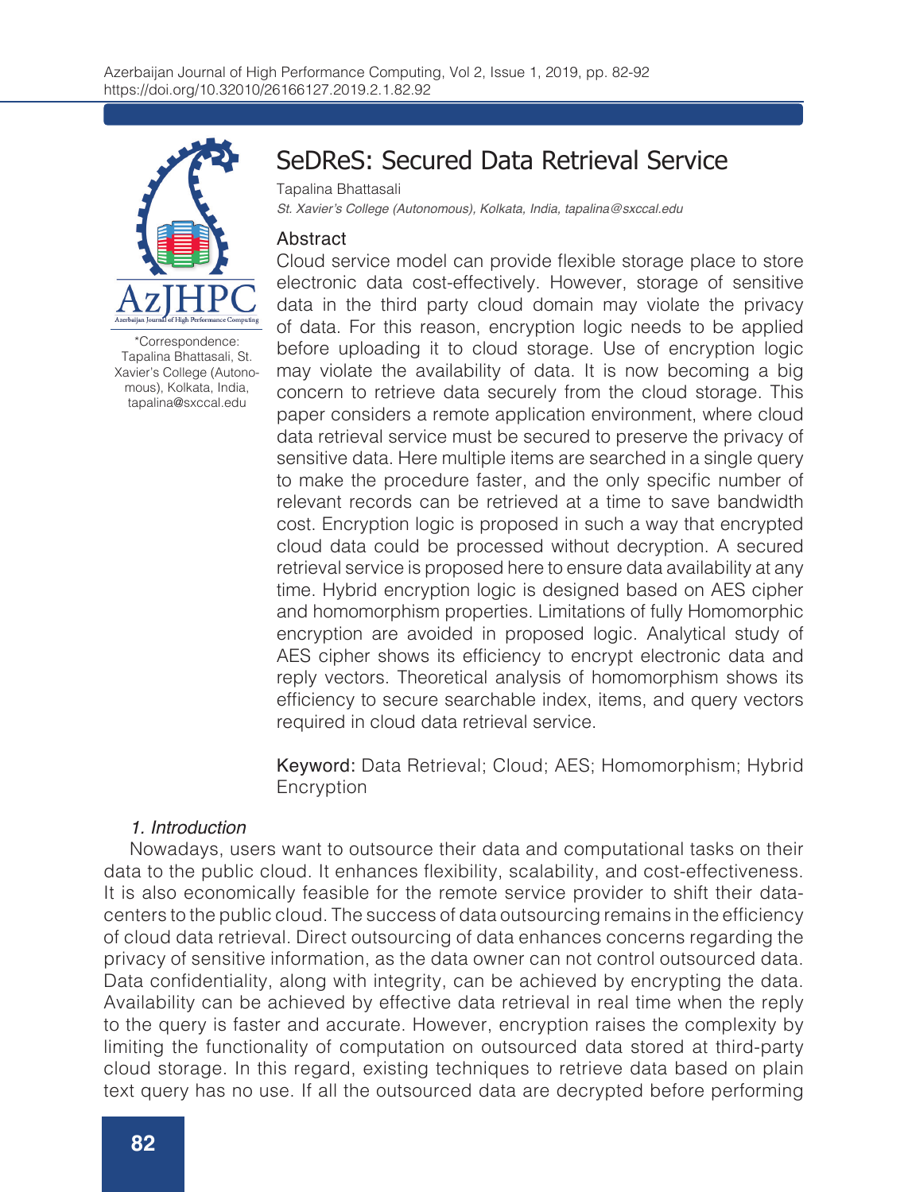# SeDReS: Secured Data Retrieval Service

Tapalina Bhattasali

*St. Xavier's College (Autonomous), Kolkata, India, tapalina@sxccal.edu*

\*Correspondence: Tapalina Bhattasali, St. Xavier's College (Autonomous), Kolkata, India, tapalina@sxccal.edu

## Abstract

Cloud service model can provide flexible storage place to store electronic data cost-effectively. However, storage of sensitive data in the third party cloud domain may violate the privacy of data. For this reason, encryption logic needs to be applied before uploading it to cloud storage. Use of encryption logic may violate the availability of data. It is now becoming a big concern to retrieve data securely from the cloud storage. This paper considers a remote application environment, where cloud data retrieval service must be secured to preserve the privacy of sensitive data. Here multiple items are searched in a single query to make the procedure faster, and the only specific number of relevant records can be retrieved at a time to save bandwidth cost. Encryption logic is proposed in such a way that encrypted cloud data could be processed without decryption. A secured retrieval service is proposed here to ensure data availability at any time. Hybrid encryption logic is designed based on AES cipher and homomorphism properties. Limitations of fully Homomorphic encryption are avoided in proposed logic. Analytical study of AES cipher shows its efficiency to encrypt electronic data and reply vectors. Theoretical analysis of homomorphism shows its efficiency to secure searchable index, items, and query vectors required in cloud data retrieval service.

**Keyword:** Data Retrieval; Cloud; AES; Homomorphism; Hybrid Encryption

## *1. Introduction*

Nowadays, users want to outsource their data and computational tasks on their data to the public cloud. It enhances flexibility, scalability, and cost-effectiveness. It is also economically feasible for the remote service provider to shift their datacenters to the public cloud. The success of data outsourcing remains in the efficiency of cloud data retrieval. Direct outsourcing of data enhances concerns regarding the privacy of sensitive information, as the data owner can not control outsourced data. Data confidentiality, along with integrity, can be achieved by encrypting the data. Availability can be achieved by effective data retrieval in real time when the reply to the query is faster and accurate. However, encryption raises the complexity by limiting the functionality of computation on outsourced data stored at third-party cloud storage. In this regard, existing techniques to retrieve data based on plain text query has no use. If all the outsourced data are decrypted before performing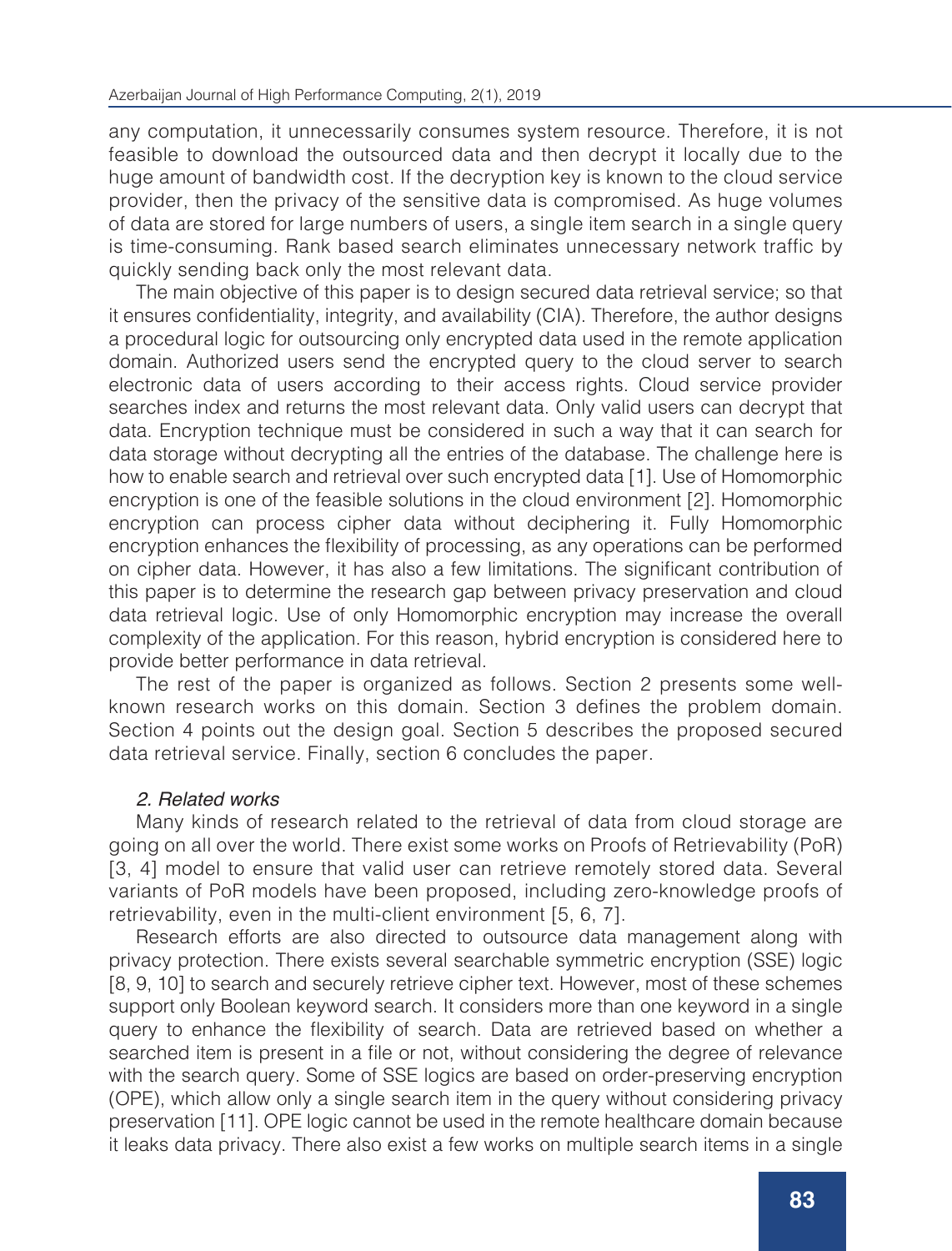any computation, it unnecessarily consumes system resource. Therefore, it is not feasible to download the outsourced data and then decrypt it locally due to the huge amount of bandwidth cost. If the decryption key is known to the cloud service provider, then the privacy of the sensitive data is compromised. As huge volumes of data are stored for large numbers of users, a single item search in a single query is time-consuming. Rank based search eliminates unnecessary network traffic by quickly sending back only the most relevant data.

The main objective of this paper is to design secured data retrieval service; so that it ensures confidentiality, integrity, and availability (CIA). Therefore, the author designs a procedural logic for outsourcing only encrypted data used in the remote application domain. Authorized users send the encrypted query to the cloud server to search electronic data of users according to their access rights. Cloud service provider searches index and returns the most relevant data. Only valid users can decrypt that data. Encryption technique must be considered in such a way that it can search for data storage without decrypting all the entries of the database. The challenge here is how to enable search and retrieval over such encrypted data [1]. Use of Homomorphic encryption is one of the feasible solutions in the cloud environment [2]. Homomorphic encryption can process cipher data without deciphering it. Fully Homomorphic encryption enhances the flexibility of processing, as any operations can be performed on cipher data. However, it has also a few limitations. The significant contribution of this paper is to determine the research gap between privacy preservation and cloud data retrieval logic. Use of only Homomorphic encryption may increase the overall complexity of the application. For this reason, hybrid encryption is considered here to provide better performance in data retrieval.

The rest of the paper is organized as follows. Section 2 presents some well-known research works on this domain. Section 3 defines the problem domain. Section 4 points out the design goal. Section 5 describes the proposed secured data retrieval service. Finally, section 6 concludes the paper.

## *2. Related works*

Many kinds of research related to the retrieval of data from cloud storage are going on all over the world. There exist some works on Proofs of Retrievability (PoR) [3, 4] model to ensure that valid user can retrieve remotely stored data. Several variants of PoR models have been proposed, including zero-knowledge proofs of retrievability, even in the multi-client environment [5, 6, 7].

Research efforts are also directed to outsource data management along with privacy protection. There exists several searchable symmetric encryption (SSE) logic [8, 9, 10] to search and securely retrieve cipher text. However, most of these schemes support only Boolean keyword search. It considers more than one keyword in a single query to enhance the flexibility of search. Data are retrieved based on whether a searched item is present in a file or not, without considering the degree of relevance with the search query. Some of SSE logics are based on order-preserving encryption (OPE), which allow only a single search item in the query without considering privacy preservation [11]. OPE logic cannot be used in the remote healthcare domain because it leaks data privacy. There also exist a few works on multiple search items in a single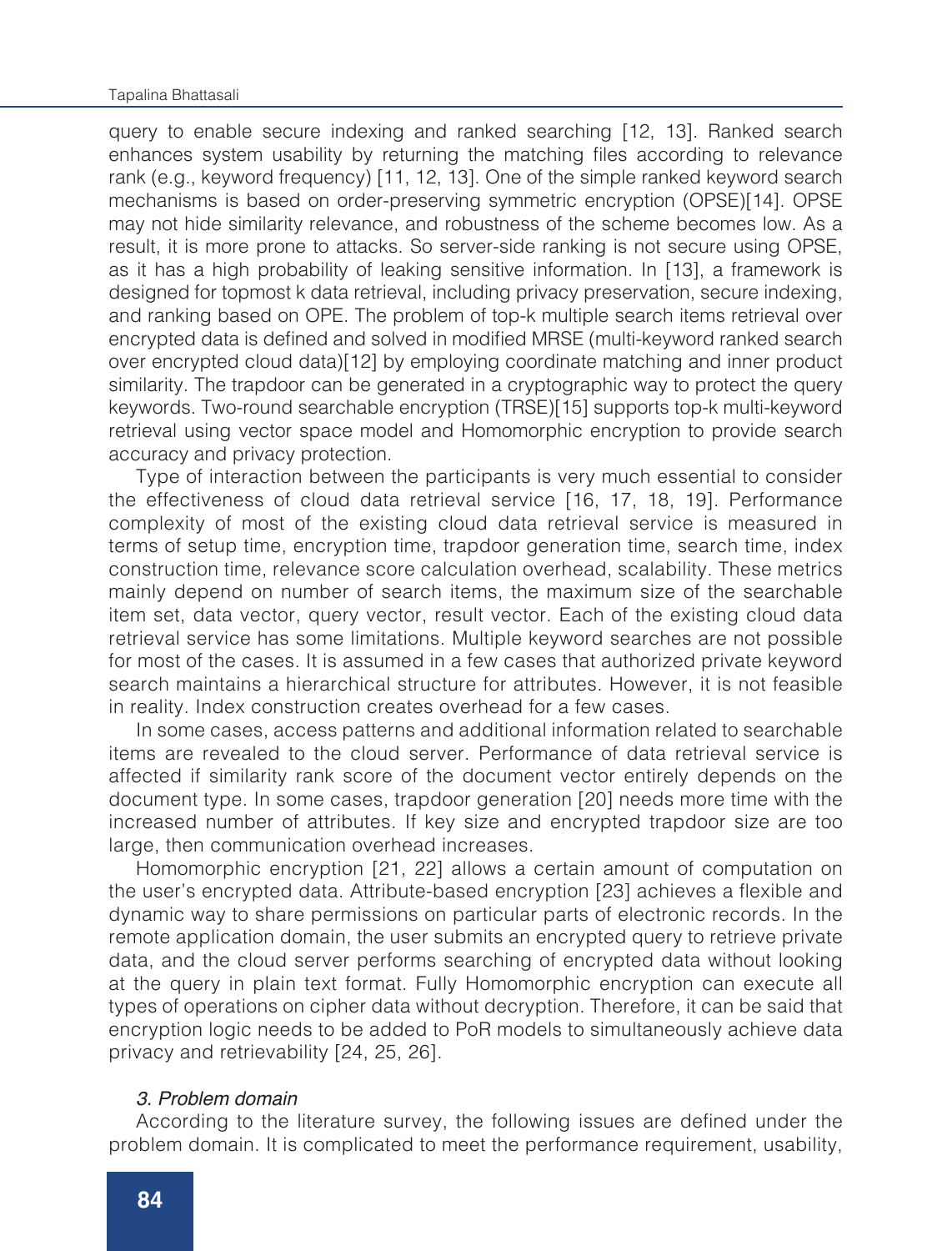query to enable secure indexing and ranked searching [12, 13]. Ranked search enhances system usability by returning the matching files according to relevance rank (e.g., keyword frequency) [11, 12, 13]. One of the simple ranked keyword search mechanisms is based on order-preserving symmetric encryption (OPSE)[14]. OPSE may not hide similarity relevance, and robustness of the scheme becomes low. As a result, it is more prone to attacks. So server-side ranking is not secure using OPSE, as it has a high probability of leaking sensitive information. In [13], a framework is designed for topmost k data retrieval, including privacy preservation, secure indexing, and ranking based on OPE. The problem of top-k multiple search items retrieval over encrypted data is defined and solved in modified MRSE (multi-keyword ranked search over encrypted cloud data)[12] by employing coordinate matching and inner product similarity. The trapdoor can be generated in a cryptographic way to protect the query keywords. Two-round searchable encryption (TRSE)[15] supports top-k multi-keyword retrieval using vector space model and Homomorphic encryption to provide search accuracy and privacy protection.

Type of interaction between the participants is very much essential to consider the effectiveness of cloud data retrieval service [16, 17, 18, 19]. Performance complexity of most of the existing cloud data retrieval service is measured in terms of setup time, encryption time, trapdoor generation time, search time, index construction time, relevance score calculation overhead, scalability. These metrics mainly depend on number of search items, the maximum size of the searchable item set, data vector, query vector, result vector. Each of the existing cloud data retrieval service has some limitations. Multiple keyword searches are not possible for most of the cases. It is assumed in a few cases that authorized private keyword search maintains a hierarchical structure for attributes. However, it is not feasible in reality. Index construction creates overhead for a few cases.

In some cases, access patterns and additional information related to searchable items are revealed to the cloud server. Performance of data retrieval service is affected if similarity rank score of the document vector entirely depends on the document type. In some cases, trapdoor generation [20] needs more time with the increased number of attributes. If key size and encrypted trapdoor size are too large, then communication overhead increases.

Homomorphic encryption [21, 22] allows a certain amount of computation on the user's encrypted data. Attribute-based encryption [23] achieves a flexible and dynamic way to share permissions on particular parts of electronic records. In the remote application domain, the user submits an encrypted query to retrieve private data, and the cloud server performs searching of encrypted data without looking at the query in plain text format. Fully Homomorphic encryption can execute all types of operations on cipher data without decryption. Therefore, it can be said that encryption logic needs to be added to PoR models to simultaneously achieve data privacy and retrievability [24, 25, 26].

### *3. Problem domain*

According to the literature survey, the following issues are defined under the problem domain. It is complicated to meet the performance requirement, usability,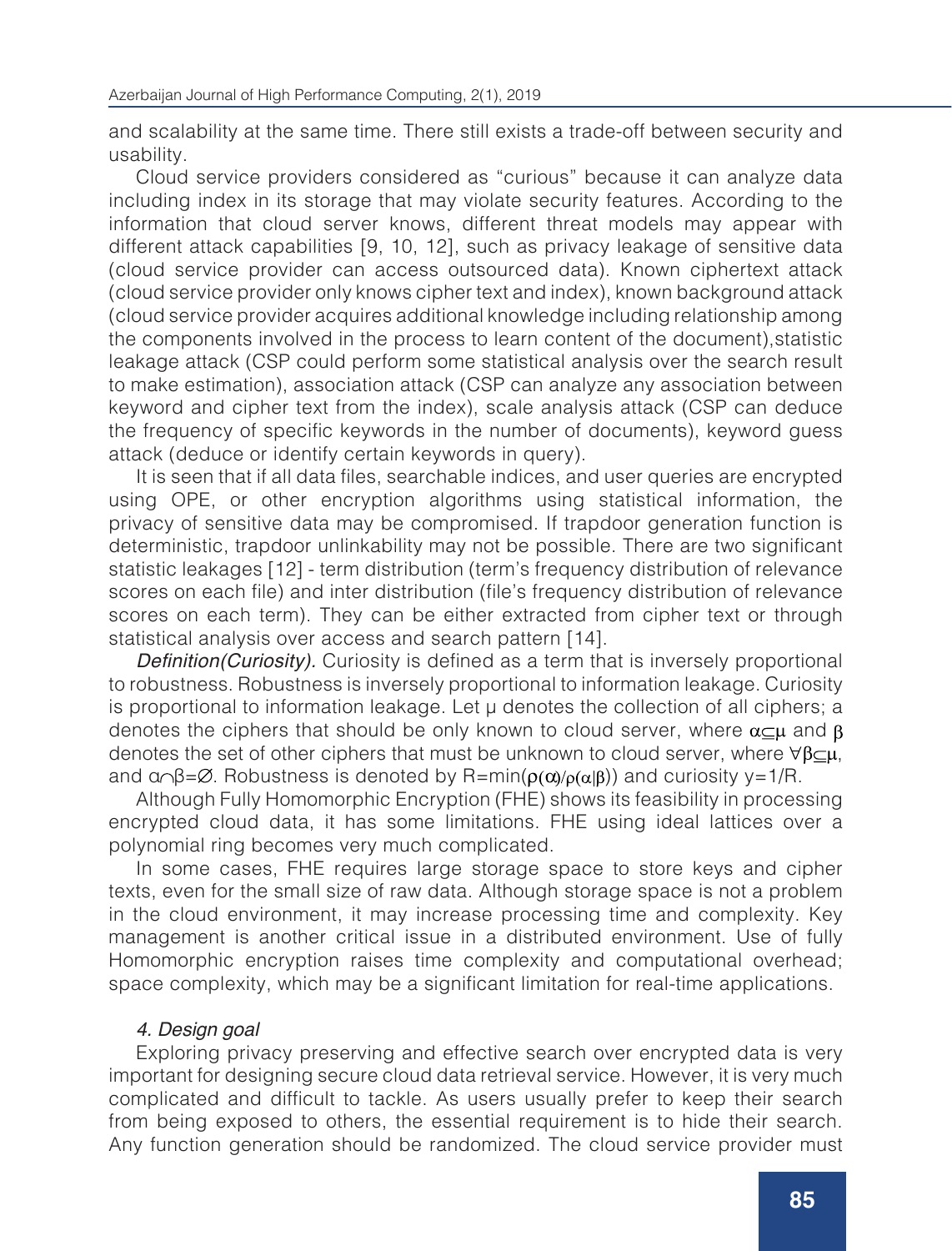and scalability at the same time. There still exists a trade-off between security and usability.

Cloud service providers considered as "curious" because it can analyze data including index in its storage that may violate security features. According to the information that cloud server knows, different threat models may appear with different attack capabilities [9, 10, 12], such as privacy leakage of sensitive data (cloud service provider can access outsourced data). Known ciphertext attack (cloud service provider only knows cipher text and index), known background attack (cloud service provider acquires additional knowledge including relationship among the components involved in the process to learn content of the document),statistic leakage attack (CSP could perform some statistical analysis over the search result to make estimation), association attack (CSP can analyze any association between keyword and cipher text from the index), scale analysis attack (CSP can deduce the frequency of specific keywords in the number of documents), keyword guess attack (deduce or identify certain keywords in query).

It is seen that if all data files, searchable indices, and user queries are encrypted using OPE, or other encryption algorithms using statistical information, the privacy of sensitive data may be compromised. If trapdoor generation function is deterministic, trapdoor unlinkability may not be possible. There are two significant statistic leakages [12] - term distribution (term's frequency distribution of relevance scores on each file) and inter distribution (file's frequency distribution of relevance scores on each term). They can be either extracted from cipher text or through statistical analysis over access and search pattern [14].

*Definition(Curiosity).* Curiosity is defined as a term that is inversely proportional to robustness. Robustness is inversely proportional to information leakage. Curiosity is proportional to information leakage. Let $\mu$ denotes the collection of all ciphers; a denotes the ciphers that should be only known to cloud server, where $\alpha \subseteq \mu$ and $\beta$ denotes the set of other ciphers that must be unknown to cloud server, where $\forall \beta \subseteq \mu$, and $\alpha \cap \beta = \varnothing$. Robustness is denoted by $R=\min(\rho(\alpha)/\rho(\alpha|\beta))$ and curiosity $y=1/R$.

Although Fully Homomorphic Encryption (FHE) shows its feasibility in processing encrypted cloud data, it has some limitations. FHE using ideal lattices over a polynomial ring becomes very much complicated.

In some cases, FHE requires large storage space to store keys and cipher texts, even for the small size of raw data. Although storage space is not a problem in the cloud environment, it may increase processing time and complexity. Key management is another critical issue in a distributed environment. Use of fully Homomorphic encryption raises time complexity and computational overhead; space complexity, which may be a significant limitation for real-time applications.

## *4. Design goal*

Exploring privacy preserving and effective search over encrypted data is very important for designing secure cloud data retrieval service. However, it is very much complicated and difficult to tackle. As users usually prefer to keep their search from being exposed to others, the essential requirement is to hide their search. Any function generation should be randomized. The cloud service provider must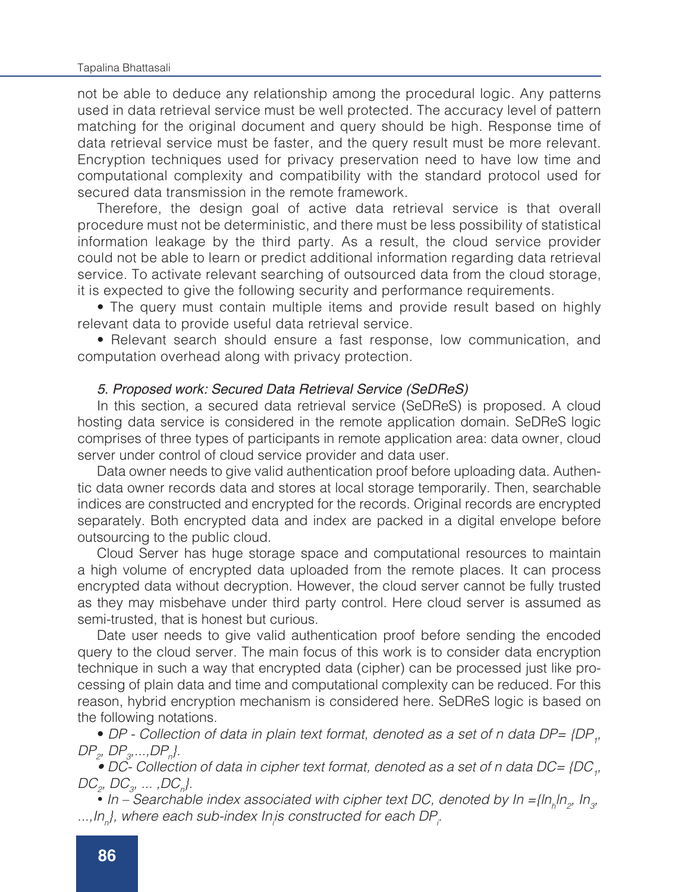not be able to deduce any relationship among the procedural logic. Any patterns used in data retrieval service must be well protected. The accuracy level of pattern matching for the original document and query should be high. Response time of data retrieval service must be faster, and the query result must be more relevant. Encryption techniques used for privacy preservation need to have low time and computational complexity and compatibility with the standard protocol used for secured data transmission in the remote framework.

Therefore, the design goal of active data retrieval service is that overall procedure must not be deterministic, and there must be less possibility of statistical information leakage by the third party. As a result, the cloud service provider could not be able to learn or predict additional information regarding data retrieval service. To activate relevant searching of outsourced data from the cloud storage, it is expected to give the following security and performance requirements.

- The query must contain multiple items and provide result based on highly relevant data to provide useful data retrieval service.
- Relevant search should ensure a fast response, low communication, and computation overhead along with privacy protection.

## *5. Proposed work: Secured Data Retrieval Service (SeDReS)*

In this section, a secured data retrieval service (SeDReS) is proposed. A cloud hosting data service is considered in the remote application domain. SeDReS logic comprises of three types of participants in remote application area: data owner, cloud server under control of cloud service provider and data user.

Data owner needs to give valid authentication proof before uploading data. Authentic data owner records data and stores at local storage temporarily. Then, searchable indices are constructed and encrypted for the records. Original records are encrypted separately. Both encrypted data and index are packed in a digital envelope before outsourcing to the public cloud.

Cloud Server has huge storage space and computational resources to maintain a high volume of encrypted data uploaded from the remote places. It can process encrypted data without decryption. However, the cloud server cannot be fully trusted as they may misbehave under third party control. Here cloud server is assumed as semi-trusted, that is honest but curious.

Date user needs to give valid authentication proof before sending the encoded query to the cloud server. The main focus of this work is to consider data encryption technique in such a way that encrypted data (cipher) can be processed just like processing of plain data and time and computational complexity can be reduced. For this reason, hybrid encryption mechanism is considered here. SeDReS logic is based on the following notations.

- *DP - Collection of data in plain text format, denoted as a set of n data DP= {$DP_1$, $DP_2$, $DP_3$,...,$DP_n$}.*
- *DC- Collection of data in cipher text format, denoted as a set of n data DC= {$DC_1$, $DC_2$, $DC_3$, ... ,$DC_n$}.*
- *In – Searchable index associated with cipher text DC, denoted by In ={$In_h$$In_2$, $In_3$, ...,$In_n$}, where each sub-index $In_i$ is constructed for each $DP_i$.*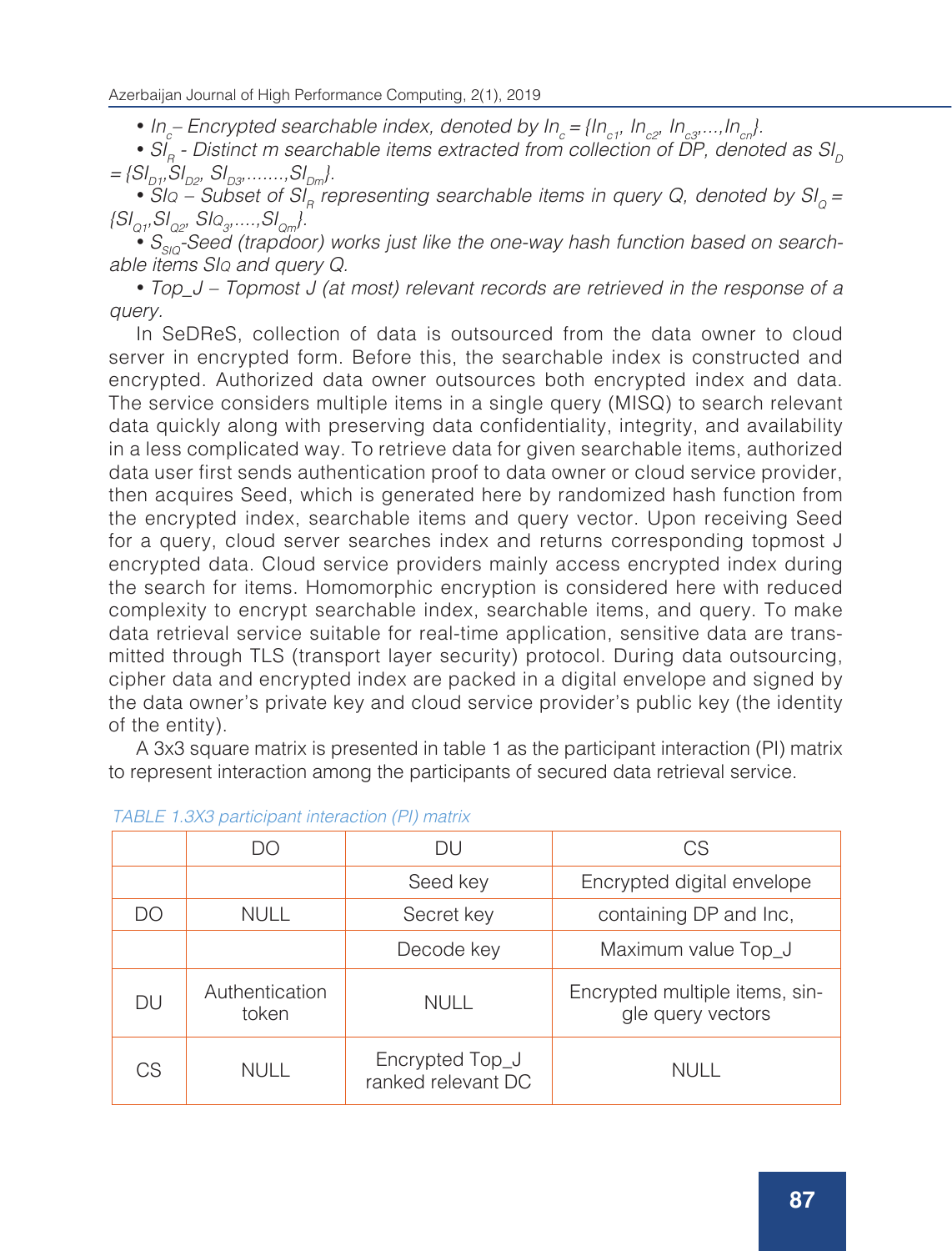- *$In_c$ – Encrypted searchable index, denoted by $In_c = \{In_{c1}, In_{c2}, In_{c3},...,In_{cn}\}$.*
- *$SI_R$ - Distinct m searchable items extracted from collection of DP, denoted as $SI_D = \{SI_{D1}, SI_{D2}, SI_{D3},.......,SI_{Dm}\}$.*
- *$SI_Q$ – Subset of $SI_R$ representing searchable items in query Q, denoted by $SI_Q = \{SI_{Q1}, SI_{Q2}, SI_{Q3},....,SI_{Qm}\}$.*
- *$S_{SIQ}$-Seed (trapdoor) works just like the one-way hash function based on searchable items $SI_Q$ and query Q.*
- *Top_J – Topmost J (at most) relevant records are retrieved in the response of a query.*

In SeDReS, collection of data is outsourced from the data owner to cloud server in encrypted form. Before this, the searchable index is constructed and encrypted. Authorized data owner outsources both encrypted index and data. The service considers multiple items in a single query (MISQ) to search relevant data quickly along with preserving data confidentiality, integrity, and availability in a less complicated way. To retrieve data for given searchable items, authorized data user first sends authentication proof to data owner or cloud service provider, then acquires Seed, which is generated here by randomized hash function from the encrypted index, searchable items and query vector. Upon receiving Seed for a query, cloud server searches index and returns corresponding topmost J encrypted data. Cloud service providers mainly access encrypted index during the search for items. Homomorphic encryption is considered here with reduced complexity to encrypt searchable index, searchable items, and query. To make data retrieval service suitable for real-time application, sensitive data are transmitted through TLS (transport layer security) protocol. During data outsourcing, cipher data and encrypted index are packed in a digital envelope and signed by the data owner's private key and cloud service provider's public key (the identity of the entity).

A 3x3 square matrix is presented in table 1 as the participant interaction (PI) matrix to represent interaction among the participants of secured data retrieval service.

TABLE 1.3X3 participant interaction (PI) matrix

| | DO | DU | CS |
|---|---|---|---|
| DO | NULL | Seed key<br>Secret key<br>Decode key | Encrypted digital envelope containing DP and Inc,<br>Maximum value Top_J |
| DU | Authentication token | NULL | Encrypted multiple items, single query vectors |
| CS | NULL | Encrypted Top_J ranked relevant DC | NULL |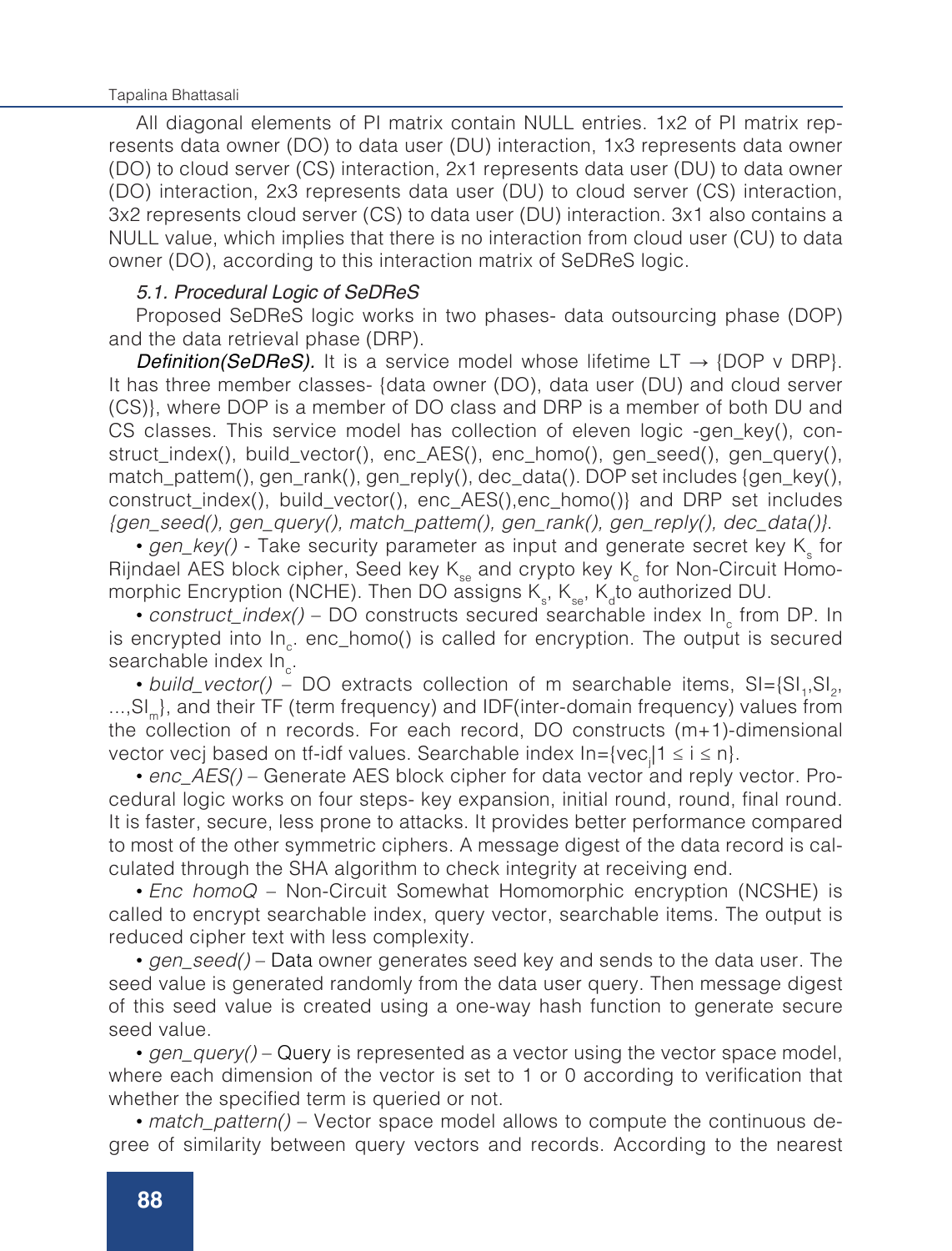All diagonal elements of PI matrix contain NULL entries. 1x2 of PI matrix represents data owner (DO) to data user (DU) interaction, 1x3 represents data owner (DO) to cloud server (CS) interaction, 2x1 represents data user (DU) to data owner (DO) interaction, 2x3 represents data user (DU) to cloud server (CS) interaction, 3x2 represents cloud server (CS) to data user (DU) interaction. 3x1 also contains a NULL value, which implies that there is no interaction from cloud user (CU) to data owner (DO), according to this interaction matrix of SeDReS logic.

### *5.1. Procedural Logic of SeDReS*

Proposed SeDReS logic works in two phases- data outsourcing phase (DOP) and the data retrieval phase (DRP).

***Definition(SeDReS).*** It is a service model whose lifetime LT → {DOP v DRP}. It has three member classes- {data owner (DO), data user (DU) and cloud server (CS)}, where DOP is a member of DO class and DRP is a member of both DU and CS classes. This service model has collection of eleven logic -gen_key(), construct_index(), build_vector(), enc_AES(), enc_homo(), gen_seed(), gen_query(), match_pattem(), gen_rank(), gen_reply(), dec_data(). DOP set includes {gen_key(), construct_index(), build_vector(), enc_AES(),enc_homo()} and DRP set includes *{gen_seed(), gen_query(), match_pattem(), gen_rank(), gen_reply(), dec_data()}*.

- *gen_key()* - Take security parameter as input and generate secret key $K_s$ for Rijndael AES block cipher, Seed key $K_{se}$ and crypto key $K_c$ for Non-Circuit Homomorphic Encryption (NCHE). Then DO assigns $K_s$, $K_{se}$, $K_d$ to authorized DU.
- *construct_index()* – DO constructs secured searchable index $In_c$ from DP. In is encrypted into $In_c$. enc_homo() is called for encryption. The output is secured searchable index $In_c$.
- *build_vector()* – DO extracts collection of m searchable items, SI={$SI_1$,$SI_2$, ...,$SI_m$}, and their TF (term frequency) and IDF(inter-domain frequency) values from the collection of n records. For each record, DO constructs (m+1)-dimensional vector vecj based on tf-idf values. Searchable index In={$vec_j$|$1 \leq i \leq n$}.
- *enc_AES()* – Generate AES block cipher for data vector and reply vector. Procedural logic works on four steps- key expansion, initial round, round, final round. It is faster, secure, less prone to attacks. It provides better performance compared to most of the other symmetric ciphers. A message digest of the data record is calculated through the SHA algorithm to check integrity at receiving end.
- *Enc homoQ* – Non-Circuit Somewhat Homomorphic encryption (NCSHE) is called to encrypt searchable index, query vector, searchable items. The output is reduced cipher text with less complexity.
- *gen_seed()* – Data owner generates seed key and sends to the data user. The seed value is generated randomly from the data user query. Then message digest of this seed value is created using a one-way hash function to generate secure seed value.
- *gen_query()* – Query is represented as a vector using the vector space model, where each dimension of the vector is set to 1 or 0 according to verification that whether the specified term is queried or not.
- *match_pattern()* – Vector space model allows to compute the continuous degree of similarity between query vectors and records. According to the nearest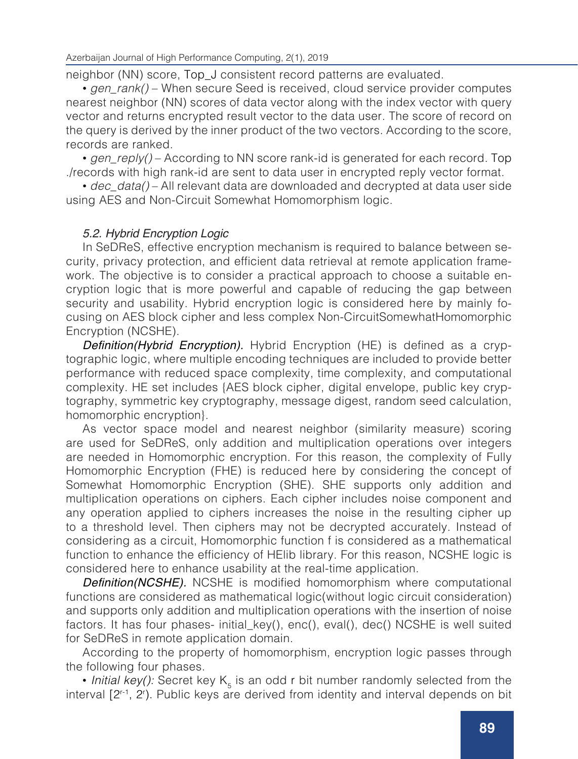neighbor (NN) score, Top_J consistent record patterns are evaluated.

• *gen_rank()* – When secure Seed is received, cloud service provider computes nearest neighbor (NN) scores of data vector along with the index vector with query vector and returns encrypted result vector to the data user. The score of record on the query is derived by the inner product of the two vectors. According to the score, records are ranked.

• *gen_reply()* – According to NN score rank-id is generated for each record. Top ./records with high rank-id are sent to data user in encrypted reply vector format.

• *dec_data()* – All relevant data are downloaded and decrypted at data user side using AES and Non-Circuit Somewhat Homomorphism logic.

### *5.2. Hybrid Encryption Logic*

In SeDReS, effective encryption mechanism is required to balance between security, privacy protection, and efficient data retrieval at remote application framework. The objective is to consider a practical approach to choose a suitable encryption logic that is more powerful and capable of reducing the gap between security and usability. Hybrid encryption logic is considered here by mainly focusing on AES block cipher and less complex Non-CircuitSomewhatHomomorphic Encryption (NCSHE).

***Definition(Hybrid Encryption).*** Hybrid Encryption (HE) is defined as a cryptographic logic, where multiple encoding techniques are included to provide better performance with reduced space complexity, time complexity, and computational complexity. HE set includes {AES block cipher, digital envelope, public key cryptography, symmetric key cryptography, message digest, random seed calculation, homomorphic encryption}.

As vector space model and nearest neighbor (similarity measure) scoring are used for SeDReS, only addition and multiplication operations over integers are needed in Homomorphic encryption. For this reason, the complexity of Fully Homomorphic Encryption (FHE) is reduced here by considering the concept of Somewhat Homomorphic Encryption (SHE). SHE supports only addition and multiplication operations on ciphers. Each cipher includes noise component and any operation applied to ciphers increases the noise in the resulting cipher up to a threshold level. Then ciphers may not be decrypted accurately. Instead of considering as a circuit, Homomorphic function f is considered as a mathematical function to enhance the efficiency of HElib library. For this reason, NCSHE logic is considered here to enhance usability at the real-time application.

***Definition(NCSHE).*** NCSHE is modified homomorphism where computational functions are considered as mathematical logic(without logic circuit consideration) and supports only addition and multiplication operations with the insertion of noise factors. It has four phases- initial_key(), enc(), eval(), dec() NCSHE is well suited for SeDReS in remote application domain.

According to the property of homomorphism, encryption logic passes through the following four phases.

• *Initial key():* Secret key $K_5$ is an odd r bit number randomly selected from the interval $[2^{r-1}, 2^r)$. Public keys are derived from identity and interval depends on bit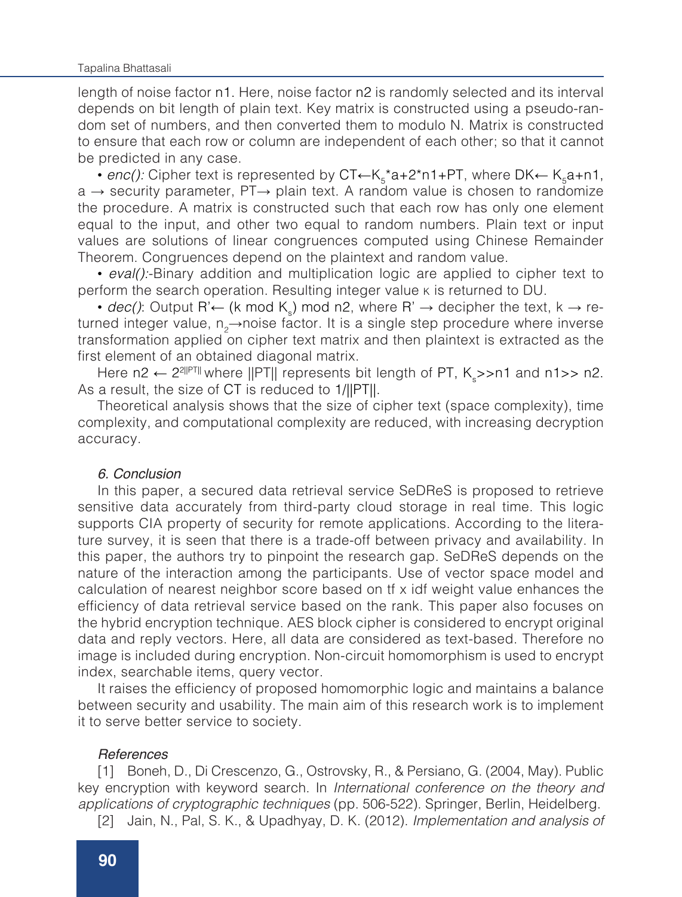length of noise factor n1. Here, noise factor n2 is randomly selected and its interval depends on bit length of plain text. Key matrix is constructed using a pseudo-random set of numbers, and then converted them to modulo N. Matrix is constructed to ensure that each row or column are independent of each other; so that it cannot be predicted in any case.

- *enc():* Cipher text is represented by CT← $K_s$*a+2*n1+PT, where DK← $K_s$a+n1, a → security parameter, PT→ plain text. A random value is chosen to randomize the procedure. A matrix is constructed such that each row has only one element equal to the input, and other two equal to random numbers. Plain text or input values are solutions of linear congruences computed using Chinese Remainder Theorem. Congruences depend on the plaintext and random value.
- *eval():*-Binary addition and multiplication logic are applied to cipher text to perform the search operation. Resulting integer value κ is returned to DU.
- *dec()*: Output R'← (k mod $K_s$) mod n2, where R' → decipher the text, k → returned integer value, $n_2$→noise factor. It is a single step procedure where inverse transformation applied on cipher text matrix and then plaintext is extracted as the first element of an obtained diagonal matrix.

Here n2 ← $2^{2||PT||}$ where ||PT|| represents bit length of PT, $K_s$>>n1 and n1>> n2. As a result, the size of CT is reduced to 1/||PT||.

Theoretical analysis shows that the size of cipher text (space complexity), time complexity, and computational complexity are reduced, with increasing decryption accuracy.

### *6. Conclusion*

In this paper, a secured data retrieval service SeDReS is proposed to retrieve sensitive data accurately from third-party cloud storage in real time. This logic supports CIA property of security for remote applications. According to the literature survey, it is seen that there is a trade-off between privacy and availability. In this paper, the authors try to pinpoint the research gap. SeDReS depends on the nature of the interaction among the participants. Use of vector space model and calculation of nearest neighbor score based on tf x idf weight value enhances the efficiency of data retrieval service based on the rank. This paper also focuses on the hybrid encryption technique. AES block cipher is considered to encrypt original data and reply vectors. Here, all data are considered as text-based. Therefore no image is included during encryption. Non-circuit homomorphism is used to encrypt index, searchable items, query vector.

It raises the efficiency of proposed homomorphic logic and maintains a balance between security and usability. The main aim of this research work is to implement it to serve better service to society.

### *References*

[1] Boneh, D., Di Crescenzo, G., Ostrovsky, R., & Persiano, G. (2004, May). Public key encryption with keyword search. In *International conference on the theory and applications of cryptographic techniques* (pp. 506-522). Springer, Berlin, Heidelberg.

[2] Jain, N., Pal, S. K., & Upadhyay, D. K. (2012). *Implementation and analysis of*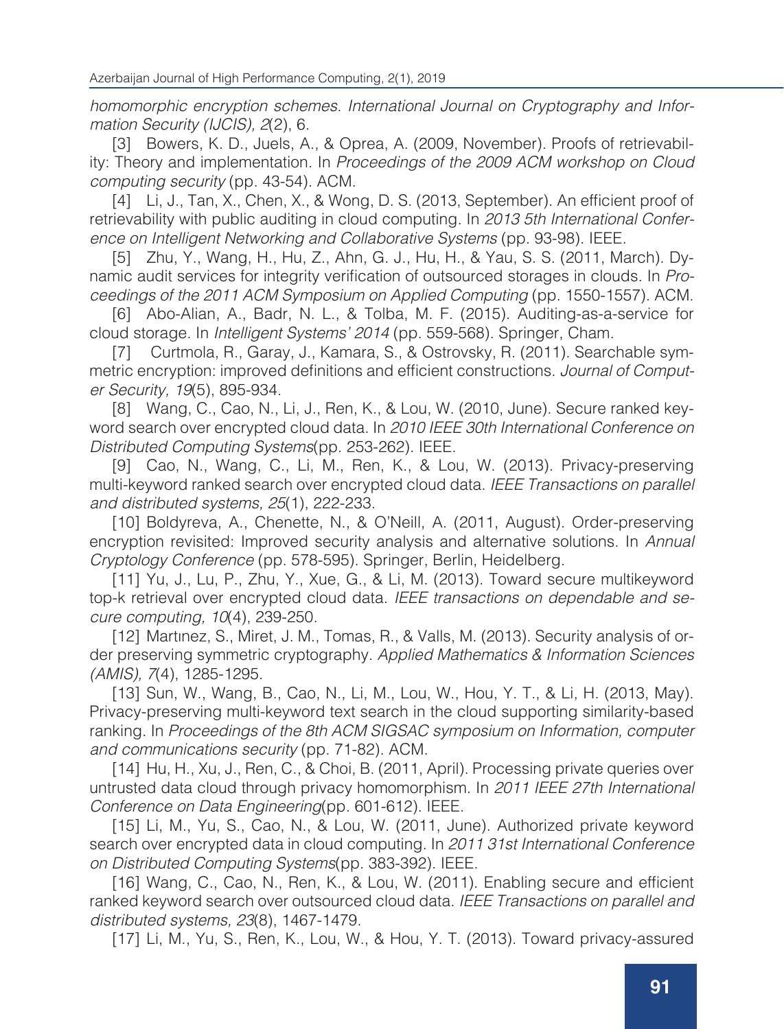*homomorphic encryption schemes. International Journal on Cryptography and Information Security (IJCIS), 2*(2), 6.

[3] Bowers, K. D., Juels, A., & Oprea, A. (2009, November). Proofs of retrievability: Theory and implementation. In *Proceedings of the 2009 ACM workshop on Cloud computing security* (pp. 43-54). ACM.

[4] Li, J., Tan, X., Chen, X., & Wong, D. S. (2013, September). An efficient proof of retrievability with public auditing in cloud computing. In *2013 5th International Conference on Intelligent Networking and Collaborative Systems* (pp. 93-98). IEEE.

[5] Zhu, Y., Wang, H., Hu, Z., Ahn, G. J., Hu, H., & Yau, S. S. (2011, March). Dynamic audit services for integrity verification of outsourced storages in clouds. In *Proceedings of the 2011 ACM Symposium on Applied Computing* (pp. 1550-1557). ACM.

[6] Abo-Alian, A., Badr, N. L., & Tolba, M. F. (2015). Auditing-as-a-service for cloud storage. In *Intelligent Systems' 2014* (pp. 559-568). Springer, Cham.

[7] Curtmola, R., Garay, J., Kamara, S., & Ostrovsky, R. (2011). Searchable symmetric encryption: improved definitions and efficient constructions. *Journal of Computer Security, 19*(5), 895-934.

[8] Wang, C., Cao, N., Li, J., Ren, K., & Lou, W. (2010, June). Secure ranked keyword search over encrypted cloud data. In *2010 IEEE 30th International Conference on Distributed Computing Systems*(pp. 253-262). IEEE.

[9] Cao, N., Wang, C., Li, M., Ren, K., & Lou, W. (2013). Privacy-preserving multi-keyword ranked search over encrypted cloud data. *IEEE Transactions on parallel and distributed systems, 25*(1), 222-233.

[10] Boldyreva, A., Chenette, N., & O'Neill, A. (2011, August). Order-preserving encryption revisited: Improved security analysis and alternative solutions. In *Annual Cryptology Conference* (pp. 578-595). Springer, Berlin, Heidelberg.

[11] Yu, J., Lu, P., Zhu, Y., Xue, G., & Li, M. (2013). Toward secure multikeyword top-k retrieval over encrypted cloud data. *IEEE transactions on dependable and secure computing, 10*(4), 239-250.

[12] Martınez, S., Miret, J. M., Tomas, R., & Valls, M. (2013). Security analysis of order preserving symmetric cryptography. *Applied Mathematics & Information Sciences (AMIS), 7*(4), 1285-1295.

[13] Sun, W., Wang, B., Cao, N., Li, M., Lou, W., Hou, Y. T., & Li, H. (2013, May). Privacy-preserving multi-keyword text search in the cloud supporting similarity-based ranking. In *Proceedings of the 8th ACM SIGSAC symposium on Information, computer and communications security* (pp. 71-82). ACM.

[14] Hu, H., Xu, J., Ren, C., & Choi, B. (2011, April). Processing private queries over untrusted data cloud through privacy homomorphism. In *2011 IEEE 27th International Conference on Data Engineering*(pp. 601-612). IEEE.

[15] Li, M., Yu, S., Cao, N., & Lou, W. (2011, June). Authorized private keyword search over encrypted data in cloud computing. In *2011 31st International Conference on Distributed Computing Systems*(pp. 383-392). IEEE.

[16] Wang, C., Cao, N., Ren, K., & Lou, W. (2011). Enabling secure and efficient ranked keyword search over outsourced cloud data. *IEEE Transactions on parallel and distributed systems, 23*(8), 1467-1479.

[17] Li, M., Yu, S., Ren, K., Lou, W., & Hou, Y. T. (2013). Toward privacy-assured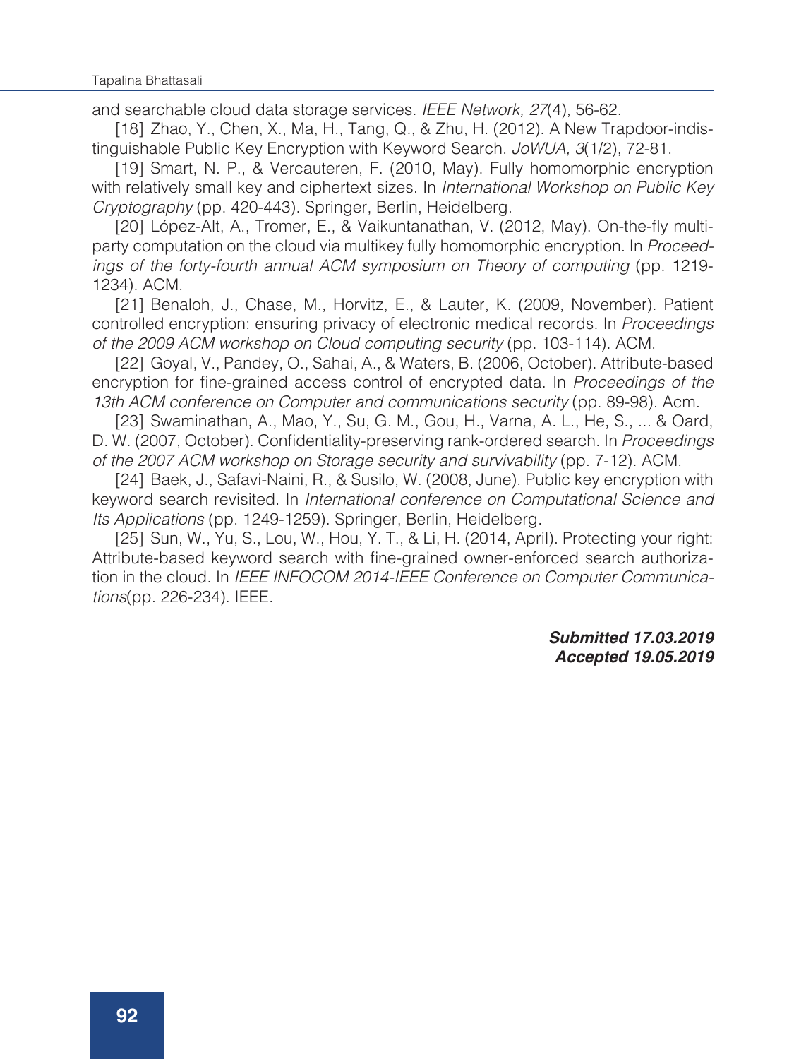and searchable cloud data storage services. *IEEE Network, 27*(4), 56-62.

[18] Zhao, Y., Chen, X., Ma, H., Tang, Q., & Zhu, H. (2012). A New Trapdoor-indistinguishable Public Key Encryption with Keyword Search. *JoWUA, 3*(1/2), 72-81.

[19] Smart, N. P., & Vercauteren, F. (2010, May). Fully homomorphic encryption with relatively small key and ciphertext sizes. In *International Workshop on Public Key Cryptography* (pp. 420-443). Springer, Berlin, Heidelberg.

[20] López-Alt, A., Tromer, E., & Vaikuntanathan, V. (2012, May). On-the-fly multiparty computation on the cloud via multikey fully homomorphic encryption. In *Proceedings of the forty-fourth annual ACM symposium on Theory of computing* (pp. 1219-1234). ACM.

[21] Benaloh, J., Chase, M., Horvitz, E., & Lauter, K. (2009, November). Patient controlled encryption: ensuring privacy of electronic medical records. In *Proceedings of the 2009 ACM workshop on Cloud computing security* (pp. 103-114). ACM.

[22] Goyal, V., Pandey, O., Sahai, A., & Waters, B. (2006, October). Attribute-based encryption for fine-grained access control of encrypted data. In *Proceedings of the 13th ACM conference on Computer and communications security* (pp. 89-98). Acm.

[23] Swaminathan, A., Mao, Y., Su, G. M., Gou, H., Varna, A. L., He, S., ... & Oard, D. W. (2007, October). Confidentiality-preserving rank-ordered search. In *Proceedings of the 2007 ACM workshop on Storage security and survivability* (pp. 7-12). ACM.

[24] Baek, J., Safavi-Naini, R., & Susilo, W. (2008, June). Public key encryption with keyword search revisited. In *International conference on Computational Science and Its Applications* (pp. 1249-1259). Springer, Berlin, Heidelberg.

[25] Sun, W., Yu, S., Lou, W., Hou, Y. T., & Li, H. (2014, April). Protecting your right: Attribute-based keyword search with fine-grained owner-enforced search authorization in the cloud. In *IEEE INFOCOM 2014-IEEE Conference on Computer Communications*(pp. 226-234). IEEE.

***Submitted 17.03.2019***
***Accepted 19.05.2019***